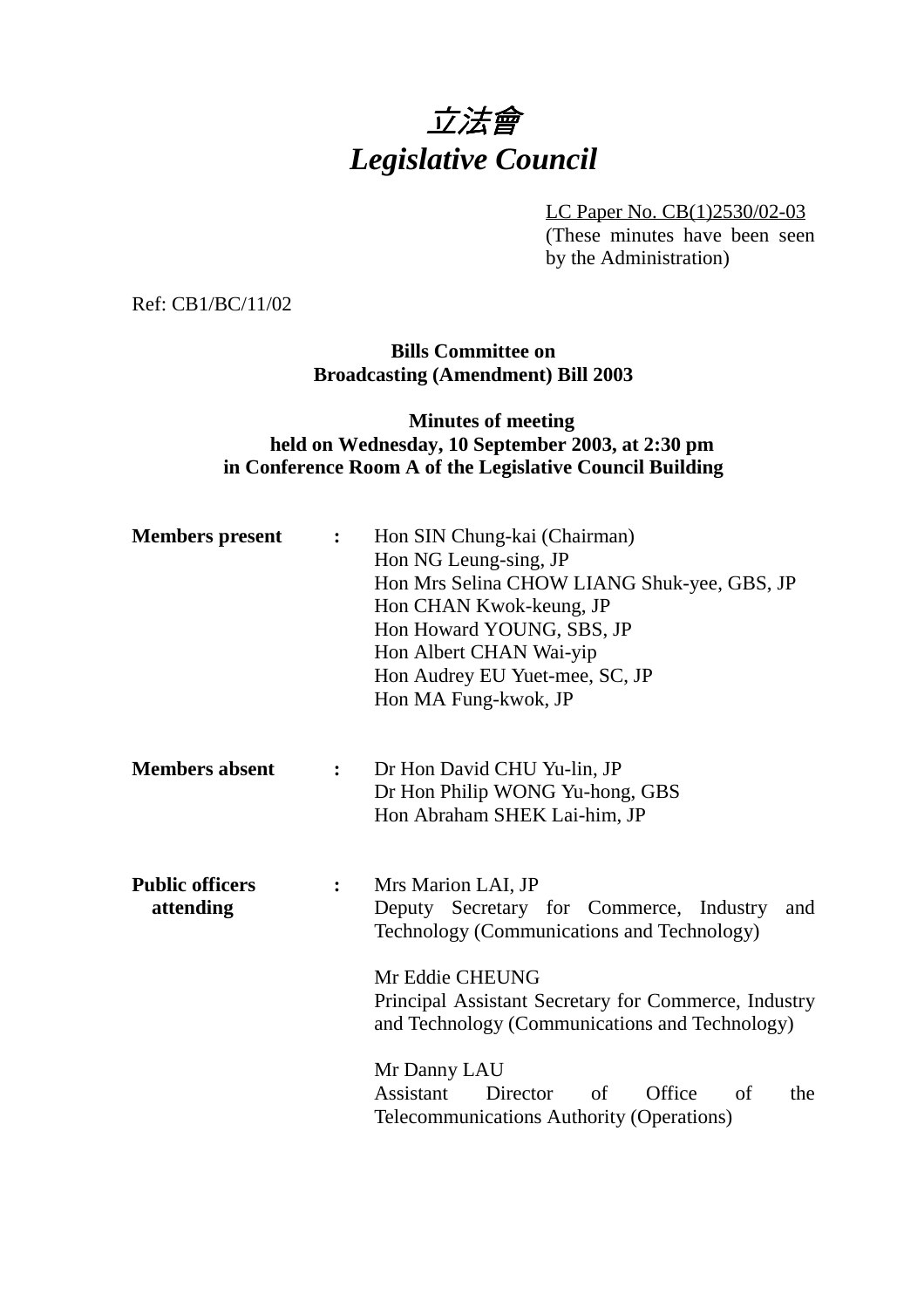# *立法會*
# *Legislative Council*

LC Paper No. CB(1)2530/02-03
(These minutes have been seen by the Administration)

Ref: CB1/BC/11/02

**Bills Committee on**
**Broadcasting (Amendment) Bill 2003**

**Minutes of meeting**
**held on Wednesday, 10 September 2003, at 2:30 pm**
**in Conference Room A of the Legislative Council Building**

| | | |
|---|---|---|
| **Members present** | **:** | Hon SIN Chung-kai (Chairman)<br>Hon NG Leung-sing, JP<br>Hon Mrs Selina CHOW LIANG Shuk-yee, GBS, JP<br>Hon CHAN Kwok-keung, JP<br>Hon Howard YOUNG, SBS, JP<br>Hon Albert CHAN Wai-yip<br>Hon Audrey EU Yuet-mee, SC, JP<br>Hon MA Fung-kwok, JP |
| **Members absent** | **:** | Dr Hon David CHU Yu-lin, JP<br>Dr Hon Philip WONG Yu-hong, GBS<br>Hon Abraham SHEK Lai-him, JP |
| **Public officers attending** | **:** | Mrs Marion LAI, JP<br>Deputy Secretary for Commerce, Industry and Technology (Communications and Technology)<br><br>Mr Eddie CHEUNG<br>Principal Assistant Secretary for Commerce, Industry and Technology (Communications and Technology)<br><br>Mr Danny LAU<br>Assistant Director of Office of the Telecommunications Authority (Operations) |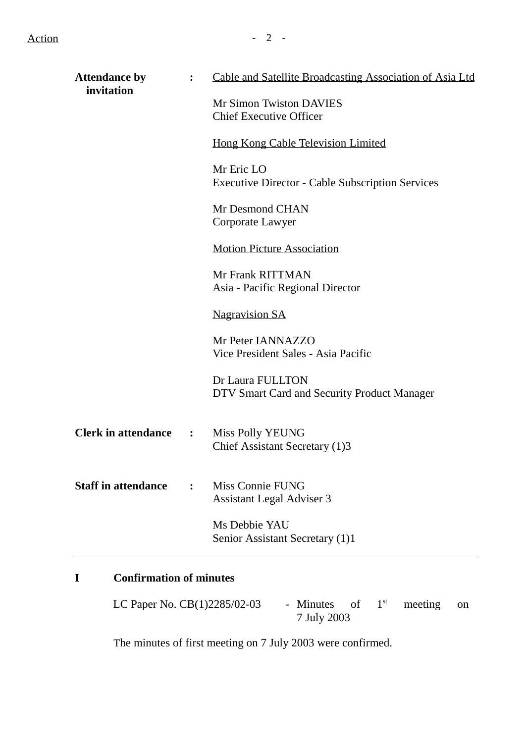Action

**Attendance by invitation** :

Cable and Satellite Broadcasting Association of Asia Ltd

Mr Simon Twiston DAVIES
Chief Executive Officer

Hong Kong Cable Television Limited

Mr Eric LO
Executive Director - Cable Subscription Services

Mr Desmond CHAN
Corporate Lawyer

Motion Picture Association

Mr Frank RITTMAN
Asia - Pacific Regional Director

Nagravision SA

Mr Peter IANNAZZO
Vice President Sales - Asia Pacific

Dr Laura FULLTON
DTV Smart Card and Security Product Manager

**Clerk in attendance** :

Miss Polly YEUNG
Chief Assistant Secretary (1)3

**Staff in attendance** :

Miss Connie FUNG
Assistant Legal Adviser 3

Ms Debbie YAU
Senior Assistant Secretary (1)1

---

## I Confirmation of minutes

LC Paper No. CB(1)2285/02-03 - Minutes of 1st meeting on 7 July 2003

The minutes of first meeting on 7 July 2003 were confirmed.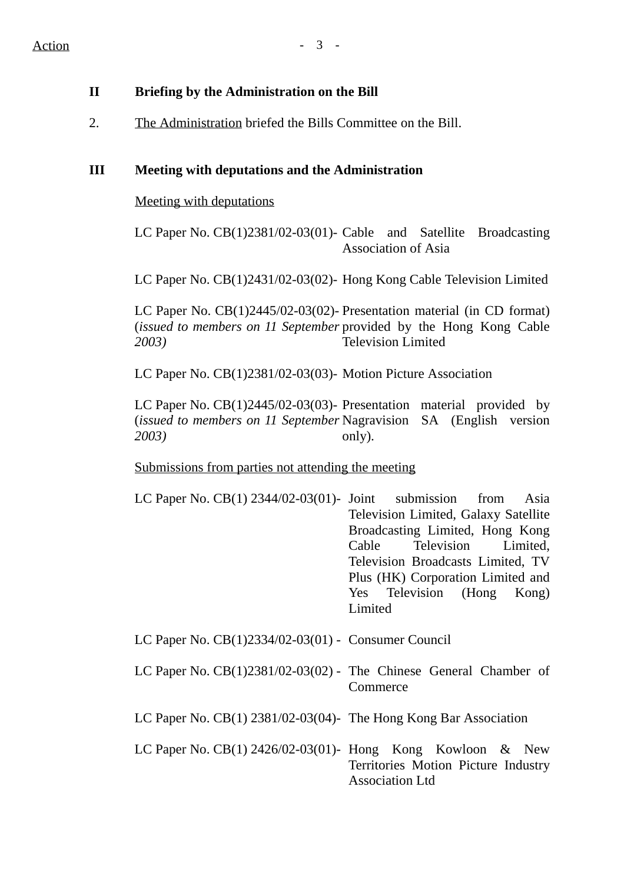Action

## II Briefing by the Administration on the Bill

2. The Administration briefed the Bills Committee on the Bill.

## III Meeting with deputations and the Administration

Meeting with deputations

| | |
|---|---|
| LC Paper No. CB(1)2381/02-03(01)- | Cable and Satellite Broadcasting Association of Asia |
| LC Paper No. CB(1)2431/02-03(02)- | Hong Kong Cable Television Limited |
| LC Paper No. CB(1)2445/02-03(02)- (*issued to members on 11 September 2003)* | Presentation material (in CD format) provided by the Hong Kong Cable Television Limited |
| LC Paper No. CB(1)2381/02-03(03)- | Motion Picture Association |
| LC Paper No. CB(1)2445/02-03(03)- (*issued to members on 11 September 2003)* | Presentation material provided by Nagravision SA (English version only). |

Submissions from parties not attending the meeting

| | |
|---|---|
| LC Paper No. CB(1) 2344/02-03(01)- | Joint submission from Asia Television Limited, Galaxy Satellite Broadcasting Limited, Hong Kong Cable Television Limited, Television Broadcasts Limited, TV Plus (HK) Corporation Limited and Yes Television (Hong Kong) Limited |
| LC Paper No. CB(1)2334/02-03(01) - | Consumer Council |
| LC Paper No. CB(1)2381/02-03(02) - | The Chinese General Chamber of Commerce |
| LC Paper No. CB(1) 2381/02-03(04)- | The Hong Kong Bar Association |
| LC Paper No. CB(1) 2426/02-03(01)- | Hong Kong Kowloon & New Territories Motion Picture Industry Association Ltd |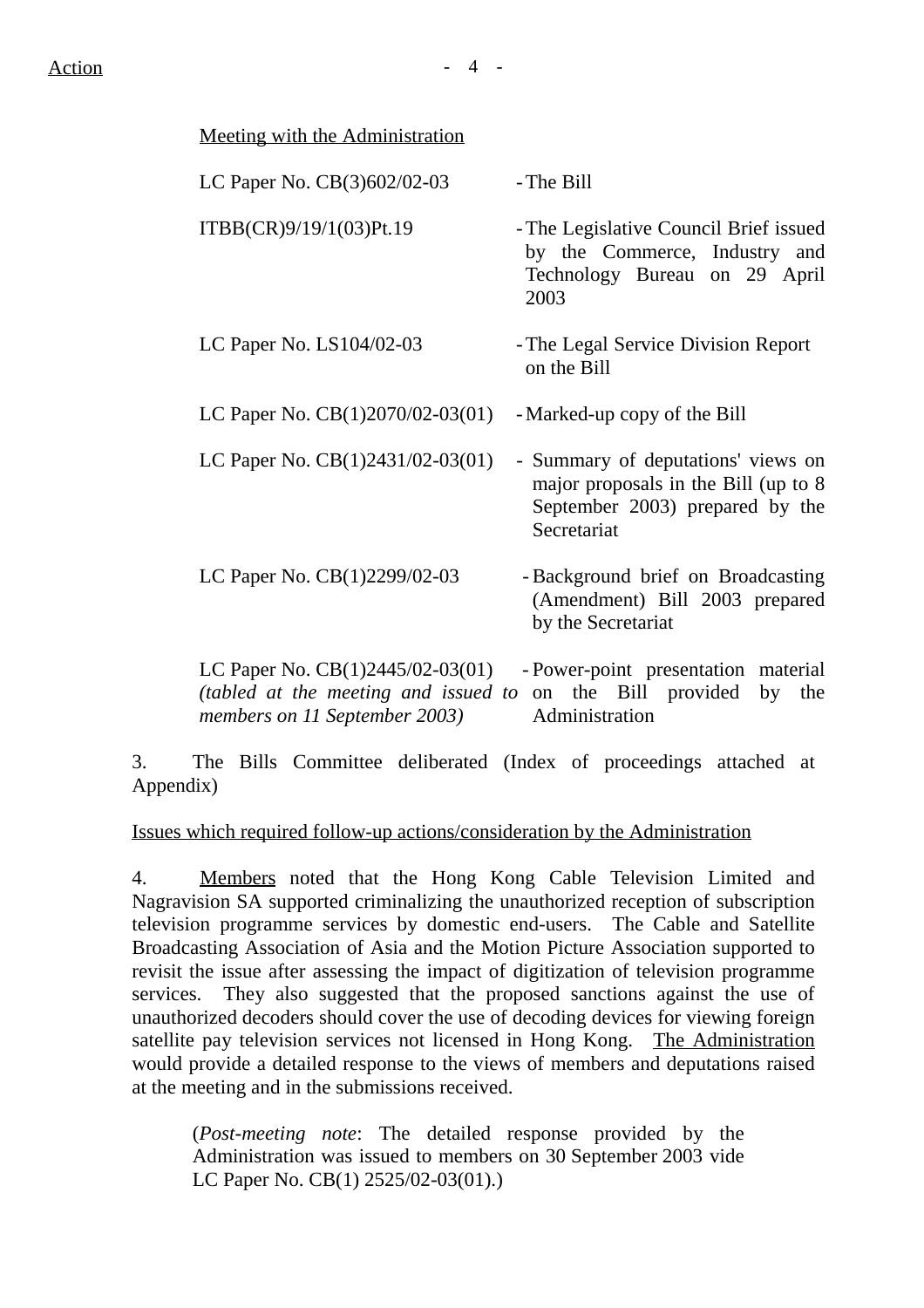Action

Meeting with the Administration

| | |
|---|---|
| LC Paper No. CB(3)602/02-03 | - The Bill |
| ITBB(CR)9/19/1(03)Pt.19 | - The Legislative Council Brief issued by the Commerce, Industry and Technology Bureau on 29 April 2003 |
| LC Paper No. LS104/02-03 | - The Legal Service Division Report on the Bill |
| LC Paper No. CB(1)2070/02-03(01) | - Marked-up copy of the Bill |
| LC Paper No. CB(1)2431/02-03(01) | - Summary of deputations' views on major proposals in the Bill (up to 8 September 2003) prepared by the Secretariat |
| LC Paper No. CB(1)2299/02-03 | - Background brief on Broadcasting (Amendment) Bill 2003 prepared by the Secretariat |
| LC Paper No. CB(1)2445/02-03(01) *(tabled at the meeting and issued to members on 11 September 2003)* | - Power-point presentation material on the Bill provided by the Administration |

3. The Bills Committee deliberated (Index of proceedings attached at Appendix)

Issues which required follow-up actions/consideration by the Administration

4. Members noted that the Hong Kong Cable Television Limited and Nagravision SA supported criminalizing the unauthorized reception of subscription television programme services by domestic end-users. The Cable and Satellite Broadcasting Association of Asia and the Motion Picture Association supported to revisit the issue after assessing the impact of digitization of television programme services. They also suggested that the proposed sanctions against the use of unauthorized decoders should cover the use of decoding devices for viewing foreign satellite pay television services not licensed in Hong Kong. The Administration would provide a detailed response to the views of members and deputations raised at the meeting and in the submissions received.

(*Post-meeting note*: The detailed response provided by the Administration was issued to members on 30 September 2003 vide LC Paper No. CB(1) 2525/02-03(01).)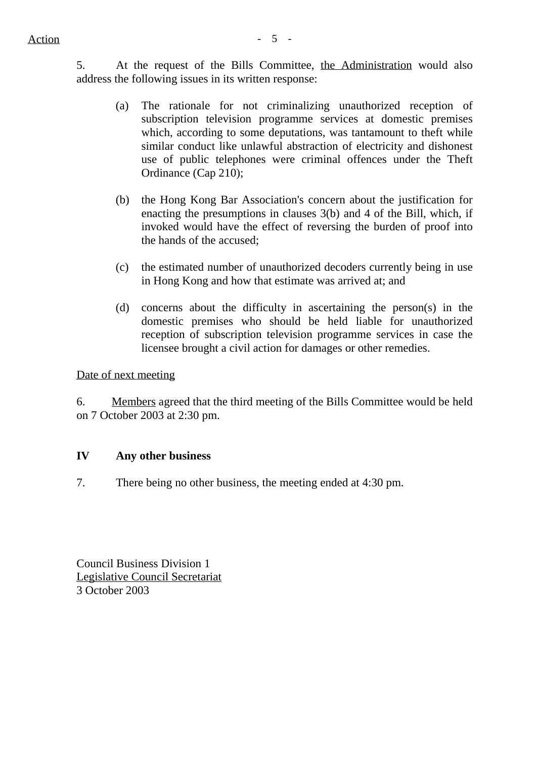Action

5. At the request of the Bills Committee, the Administration would also address the following issues in its written response:

(a) The rationale for not criminalizing unauthorized reception of subscription television programme services at domestic premises which, according to some deputations, was tantamount to theft while similar conduct like unlawful abstraction of electricity and dishonest use of public telephones were criminal offences under the Theft Ordinance (Cap 210);

(b) the Hong Kong Bar Association's concern about the justification for enacting the presumptions in clauses 3(b) and 4 of the Bill, which, if invoked would have the effect of reversing the burden of proof into the hands of the accused;

(c) the estimated number of unauthorized decoders currently being in use in Hong Kong and how that estimate was arrived at; and

(d) concerns about the difficulty in ascertaining the person(s) in the domestic premises who should be held liable for unauthorized reception of subscription television programme services in case the licensee brought a civil action for damages or other remedies.

Date of next meeting

6. Members agreed that the third meeting of the Bills Committee would be held on 7 October 2003 at 2:30 pm.

## IV Any other business

7. There being no other business, the meeting ended at 4:30 pm.

Council Business Division 1
Legislative Council Secretariat
3 October 2003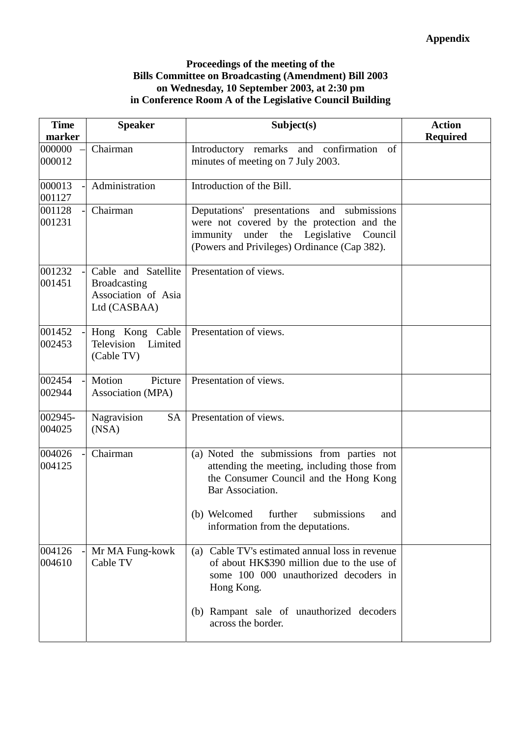**Appendix**

**Proceedings of the meeting of the**
**Bills Committee on Broadcasting (Amendment) Bill 2003**
**on Wednesday, 10 September 2003, at 2:30 pm**
**in Conference Room A of the Legislative Council Building**

| Time marker | Speaker | Subject(s) | Action Required |
|---|---|---|---|
| 000000 – 000012 | Chairman | Introductory remarks and confirmation of minutes of meeting on 7 July 2003. | |
| 000013 - 001127 | Administration | Introduction of the Bill. | |
| 001128 - 001231 | Chairman | Deputations' presentations and submissions were not covered by the protection and the immunity under the Legislative Council (Powers and Privileges) Ordinance (Cap 382). | |
| 001232 - 001451 | Cable and Satellite Broadcasting Association of Asia Ltd (CASBAA) | Presentation of views. | |
| 001452 - 002453 | Hong Kong Cable Television Limited (Cable TV) | Presentation of views. | |
| 002454 - 002944 | Motion Picture Association (MPA) | Presentation of views. | |
| 002945- 004025 | Nagravision SA (NSA) | Presentation of views. | |
| 004026 - 004125 | Chairman | (a) Noted the submissions from parties not attending the meeting, including those from the Consumer Council and the Hong Kong Bar Association.<br><br>(b) Welcomed further submissions and information from the deputations. | |
| 004126 - 004610 | Mr MA Fung-kowk Cable TV | (a) Cable TV's estimated annual loss in revenue of about HK$390 million due to the use of some 100 000 unauthorized decoders in Hong Kong.<br><br>(b) Rampant sale of unauthorized decoders across the border. | |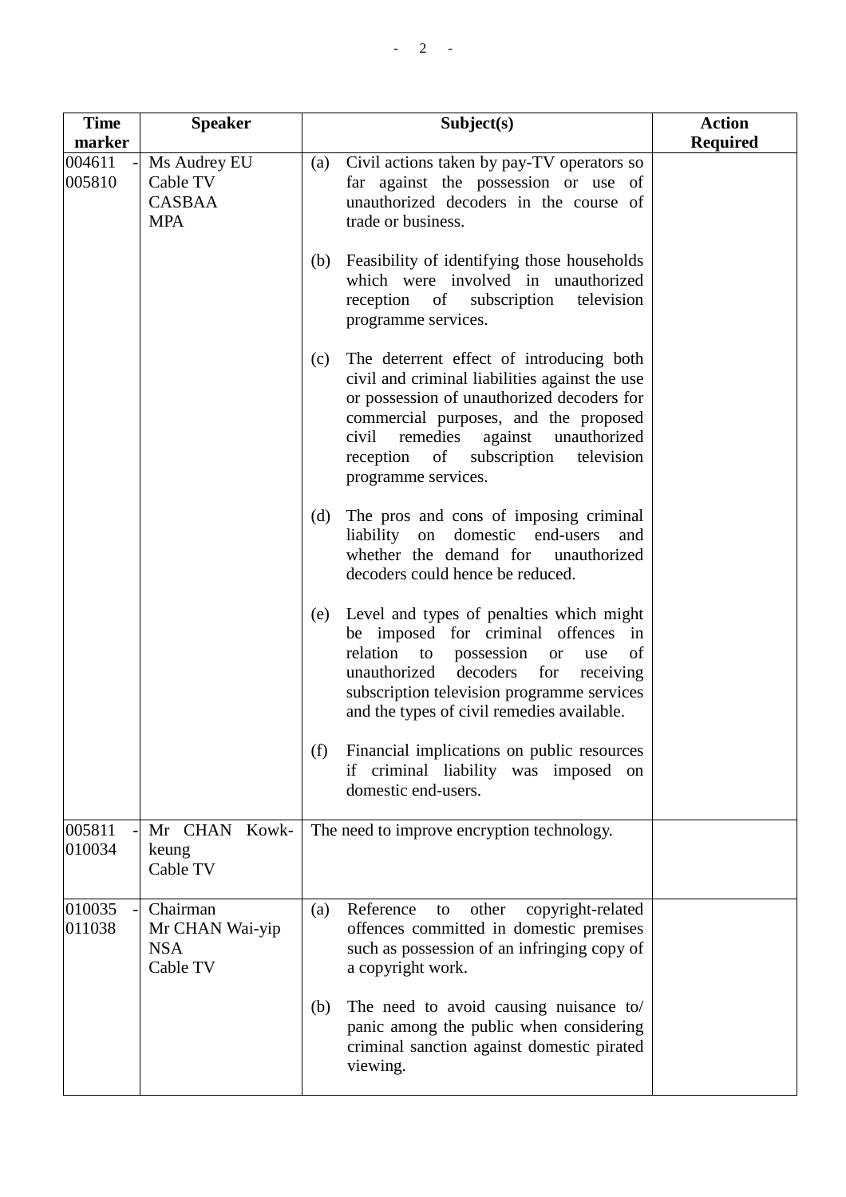| Time marker | Speaker | Subject(s) | Action Required |
|---|---|---|---|
| 004611 - 005810 | Ms Audrey EU<br>Cable TV<br>CASBAA<br>MPA | (a) Civil actions taken by pay-TV operators so far against the possession or use of unauthorized decoders in the course of trade or business.<br><br>(b) Feasibility of identifying those households which were involved in unauthorized reception of subscription television programme services.<br><br>(c) The deterrent effect of introducing both civil and criminal liabilities against the use or possession of unauthorized decoders for commercial purposes, and the proposed civil remedies against unauthorized reception of subscription television programme services.<br><br>(d) The pros and cons of imposing criminal liability on domestic end-users and whether the demand for unauthorized decoders could hence be reduced.<br><br>(e) Level and types of penalties which might be imposed for criminal offences in relation to possession or use of unauthorized decoders for receiving subscription television programme services and the types of civil remedies available.<br><br>(f) Financial implications on public resources if criminal liability was imposed on domestic end-users. | |
| 005811 - 010034 | Mr CHAN Kowk-keung<br>Cable TV | The need to improve encryption technology. | |
| 010035 - 011038 | Chairman<br>Mr CHAN Wai-yip<br>NSA<br>Cable TV | (a) Reference to other copyright-related offences committed in domestic premises such as possession of an infringing copy of a copyright work.<br><br>(b) The need to avoid causing nuisance to/ panic among the public when considering criminal sanction against domestic pirated viewing. | |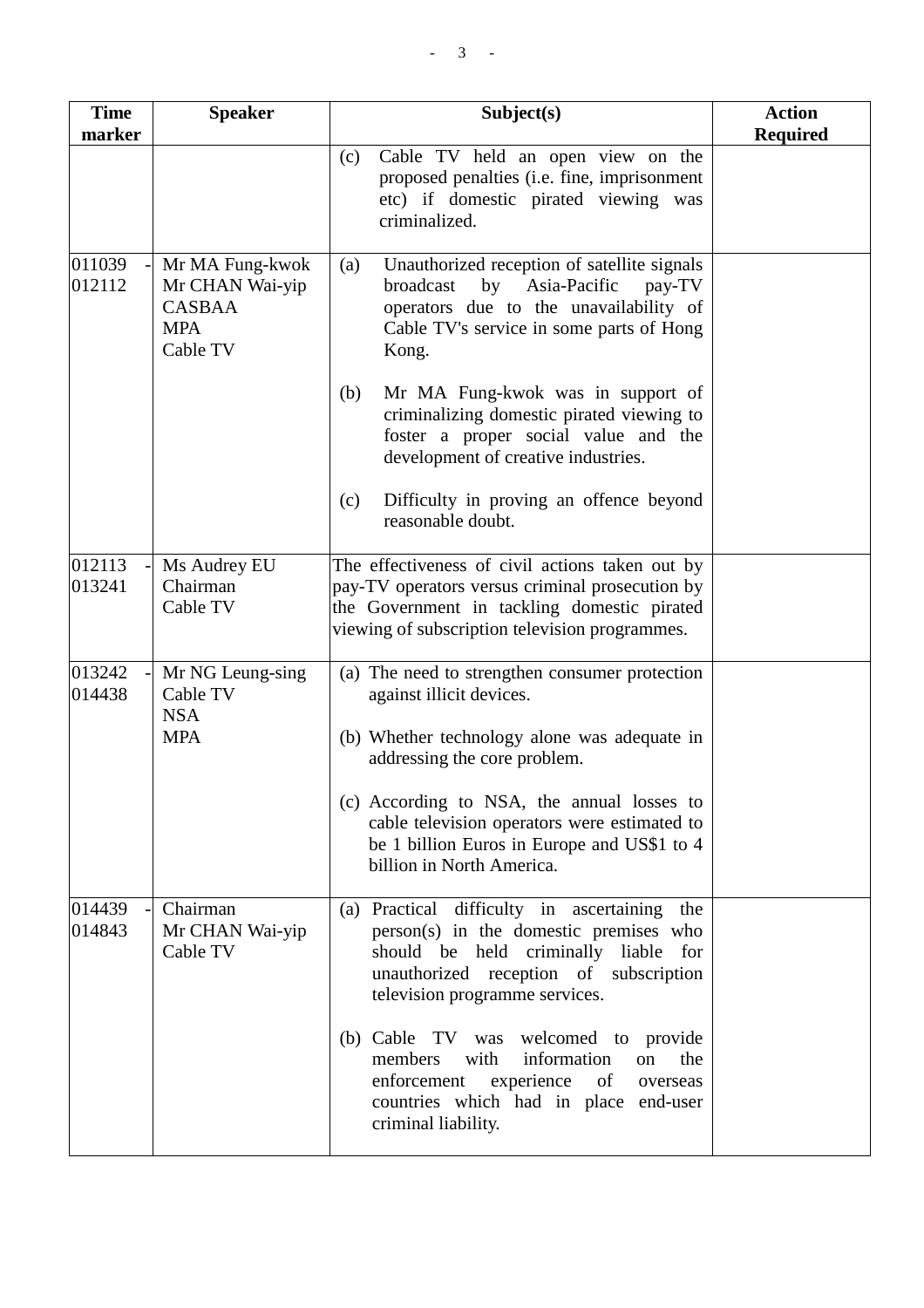| Time marker | Speaker | Subject(s) | Action Required |
|---|---|---|---|
| | | (c) Cable TV held an open view on the proposed penalties (i.e. fine, imprisonment etc) if domestic pirated viewing was criminalized. | |
| 011039 - 012112 | Mr MA Fung-kwok<br>Mr CHAN Wai-yip<br>CASBAA<br>MPA<br>Cable TV | (a) Unauthorized reception of satellite signals broadcast by Asia-Pacific pay-TV operators due to the unavailability of Cable TV's service in some parts of Hong Kong.<br><br>(b) Mr MA Fung-kwok was in support of criminalizing domestic pirated viewing to foster a proper social value and the development of creative industries.<br><br>(c) Difficulty in proving an offence beyond reasonable doubt. | |
| 012113 - 013241 | Ms Audrey EU<br>Chairman<br>Cable TV | The effectiveness of civil actions taken out by pay-TV operators versus criminal prosecution by the Government in tackling domestic pirated viewing of subscription television programmes. | |
| 013242 - 014438 | Mr NG Leung-sing<br>Cable TV<br>NSA<br>MPA | (a) The need to strengthen consumer protection against illicit devices.<br><br>(b) Whether technology alone was adequate in addressing the core problem.<br><br>(c) According to NSA, the annual losses to cable television operators were estimated to be 1 billion Euros in Europe and US$1 to 4 billion in North America. | |
| 014439 - 014843 | Chairman<br>Mr CHAN Wai-yip<br>Cable TV | (a) Practical difficulty in ascertaining the person(s) in the domestic premises who should be held criminally liable for unauthorized reception of subscription television programme services.<br><br>(b) Cable TV was welcomed to provide members with information on the enforcement experience of overseas countries which had in place end-user criminal liability. | |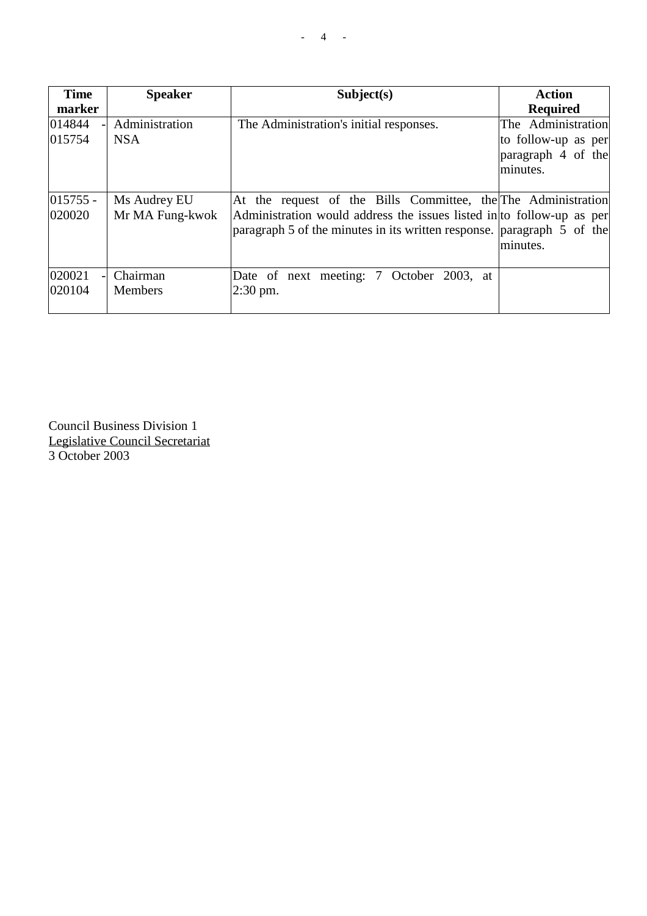| Time marker | Speaker | Subject(s) | Action Required |
| --- | --- | --- | --- |
| 014844 - 015754 | Administration NSA | The Administration's initial responses. | The Administration to follow-up as per paragraph 4 of the minutes. |
| 015755 - 020020 | Ms Audrey EU Mr MA Fung-kwok | At the request of the Bills Committee, the Administration would address the issues listed in paragraph 5 of the minutes in its written response. | The Administration to follow-up as per paragraph 5 of the minutes. |
| 020021 - 020104 | Chairman Members | Date of next meeting: 7 October 2003, at 2:30 pm. | |

Council Business Division 1
Legislative Council Secretariat
3 October 2003